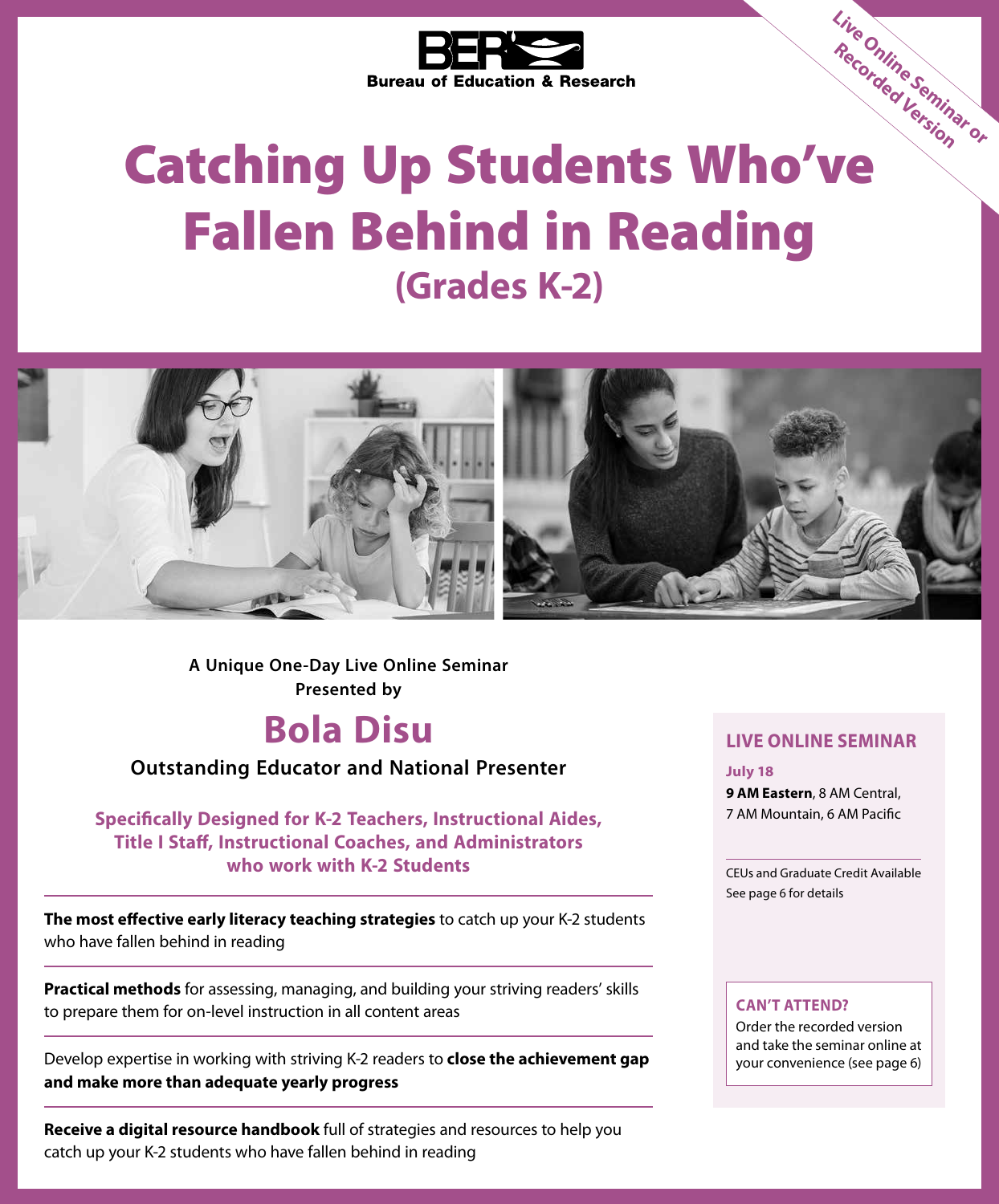BER Bureau of Education & Research

Live Online Seminar or Recorded Version

# Catching Up Students Who've Fallen Behind in Reading

## (Grades K-2)

**A Unique One-Day Live Online Seminar Presented by**

## Bola Disu

**Outstanding Educator and National Presenter**

**Specifically Designed for K-2 Teachers, Instructional Aides, Title I Staff, Instructional Coaches, and Administrators who work with K-2 Students**

---

**The most effective early literacy teaching strategies** to catch up your K-2 students who have fallen behind in reading

---

**Practical methods** for assessing, managing, and building your striving readers' skills to prepare them for on-level instruction in all content areas

---

Develop expertise in working with striving K-2 readers to **close the achievement gap and make more than adequate yearly progress**

---

**Receive a digital resource handbook** full of strategies and resources to help you catch up your K-2 students who have fallen behind in reading

### LIVE ONLINE SEMINAR

**July 18**
**9 AM Eastern**, 8 AM Central, 7 AM Mountain, 6 AM Pacific

CEUs and Graduate Credit Available
See page 6 for details

**CAN'T ATTEND?**
Order the recorded version and take the seminar online at your convenience (see page 6)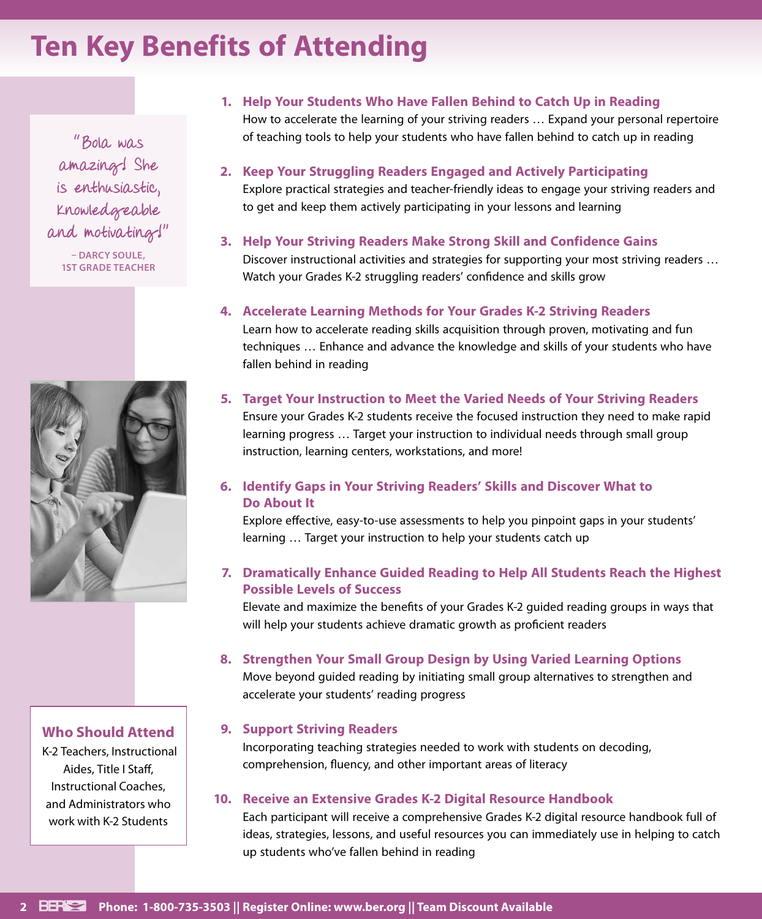# Ten Key Benefits of Attending

"Bola was amazing! She is enthusiastic, knowledgeable and motivating!"

– DARCY SOULE, 1ST GRADE TEACHER

1. **Help Your Students Who Have Fallen Behind to Catch Up in Reading**
   How to accelerate the learning of your striving readers … Expand your personal repertoire of teaching tools to help your students who have fallen behind to catch up in reading

2. **Keep Your Struggling Readers Engaged and Actively Participating**
   Explore practical strategies and teacher-friendly ideas to engage your striving readers and to get and keep them actively participating in your lessons and learning

3. **Help Your Striving Readers Make Strong Skill and Confidence Gains**
   Discover instructional activities and strategies for supporting your most striving readers … Watch your Grades K-2 struggling readers' confidence and skills grow

4. **Accelerate Learning Methods for Your Grades K-2 Striving Readers**
   Learn how to accelerate reading skills acquisition through proven, motivating and fun techniques … Enhance and advance the knowledge and skills of your students who have fallen behind in reading

5. **Target Your Instruction to Meet the Varied Needs of Your Striving Readers**
   Ensure your Grades K-2 students receive the focused instruction they need to make rapid learning progress … Target your instruction to individual needs through small group instruction, learning centers, workstations, and more!

6. **Identify Gaps in Your Striving Readers' Skills and Discover What to Do About It**
   Explore effective, easy-to-use assessments to help you pinpoint gaps in your students' learning … Target your instruction to help your students catch up

7. **Dramatically Enhance Guided Reading to Help All Students Reach the Highest Possible Levels of Success**
   Elevate and maximize the benefits of your Grades K-2 guided reading groups in ways that will help your students achieve dramatic growth as proficient readers

8. **Strengthen Your Small Group Design by Using Varied Learning Options**
   Move beyond guided reading by initiating small group alternatives to strengthen and accelerate your students' reading progress

9. **Support Striving Readers**
   Incorporating teaching strategies needed to work with students on decoding, comprehension, fluency, and other important areas of literacy

10. **Receive an Extensive Grades K-2 Digital Resource Handbook**
    Each participant will receive a comprehensive Grades K-2 digital resource handbook full of ideas, strategies, lessons, and useful resources you can immediately use in helping to catch up students who've fallen behind in reading

## Who Should Attend

K-2 Teachers, Instructional Aides, Title I Staff, Instructional Coaches, and Administrators who work with K-2 Students

**Phone: 1-800-735-3503 || Register Online: www.ber.org || Team Discount Available**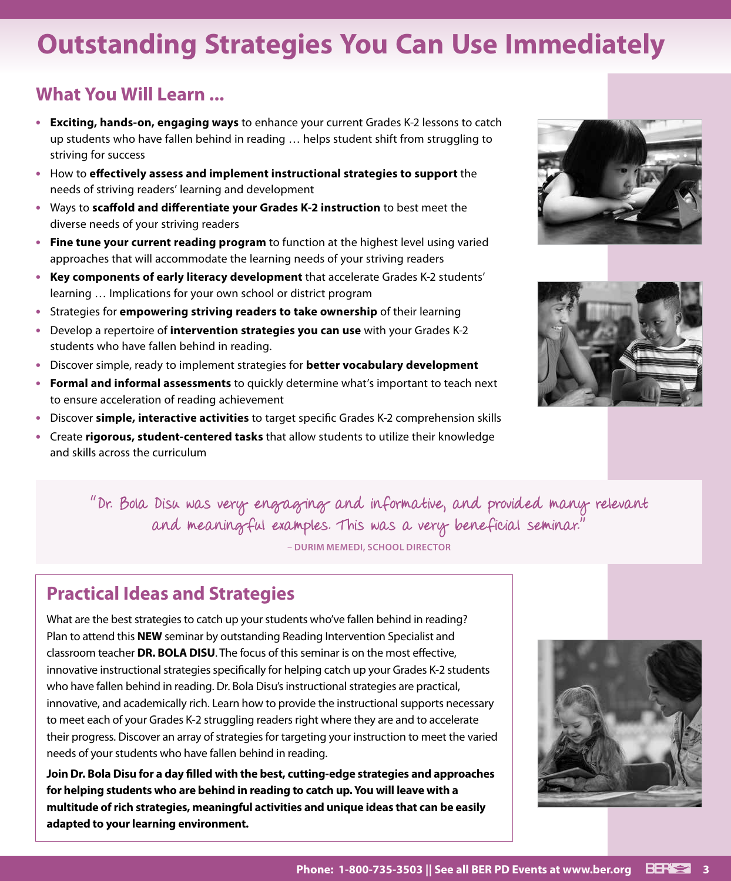# Outstanding Strategies You Can Use Immediately

## What You Will Learn ...

- **Exciting, hands-on, engaging ways** to enhance your current Grades K-2 lessons to catch up students who have fallen behind in reading … helps student shift from struggling to striving for success
- How to **effectively assess and implement instructional strategies to support** the needs of striving readers' learning and development
- Ways to **scaffold and differentiate your Grades K-2 instruction** to best meet the diverse needs of your striving readers
- **Fine tune your current reading program** to function at the highest level using varied approaches that will accommodate the learning needs of your striving readers
- **Key components of early literacy development** that accelerate Grades K-2 students' learning … Implications for your own school or district program
- Strategies for **empowering striving readers to take ownership** of their learning
- Develop a repertoire of **intervention strategies you can use** with your Grades K-2 students who have fallen behind in reading.
- Discover simple, ready to implement strategies for **better vocabulary development**
- **Formal and informal assessments** to quickly determine what's important to teach next to ensure acceleration of reading achievement
- Discover **simple, interactive activities** to target specific Grades K-2 comprehension skills
- Create **rigorous, student-centered tasks** that allow students to utilize their knowledge and skills across the curriculum

"Dr. Bola Disu was very engaging and informative, and provided many relevant and meaningful examples. This was a very beneficial seminar."

– DURIM MEMEDI, SCHOOL DIRECTOR

## Practical Ideas and Strategies

What are the best strategies to catch up your students who've fallen behind in reading? Plan to attend this **NEW** seminar by outstanding Reading Intervention Specialist and classroom teacher **DR. BOLA DISU**. The focus of this seminar is on the most effective, innovative instructional strategies specifically for helping catch up your Grades K-2 students who have fallen behind in reading. Dr. Bola Disu's instructional strategies are practical, innovative, and academically rich. Learn how to provide the instructional supports necessary to meet each of your Grades K-2 struggling readers right where they are and to accelerate their progress. Discover an array of strategies for targeting your instruction to meet the varied needs of your students who have fallen behind in reading.

**Join Dr. Bola Disu for a day filled with the best, cutting-edge strategies and approaches for helping students who are behind in reading to catch up. You will leave with a multitude of rich strategies, meaningful activities and unique ideas that can be easily adapted to your learning environment.**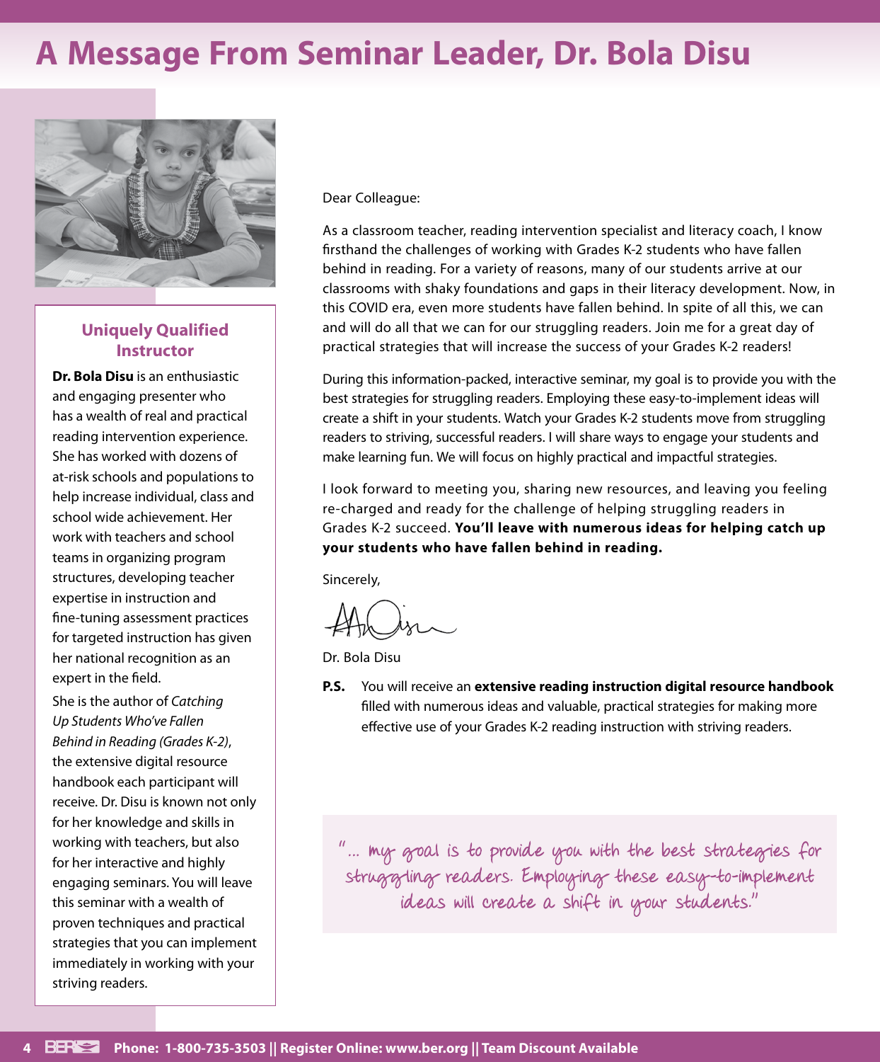# A Message From Seminar Leader, Dr. Bola Disu

### Uniquely Qualified Instructor

**Dr. Bola Disu** is an enthusiastic and engaging presenter who has a wealth of real and practical reading intervention experience. She has worked with dozens of at-risk schools and populations to help increase individual, class and school wide achievement. Her work with teachers and school teams in organizing program structures, developing teacher expertise in instruction and fine-tuning assessment practices for targeted instruction has given her national recognition as an expert in the field.

She is the author of *Catching Up Students Who've Fallen Behind in Reading (Grades K-2)*, the extensive digital resource handbook each participant will receive. Dr. Disu is known not only for her knowledge and skills in working with teachers, but also for her interactive and highly engaging seminars. You will leave this seminar with a wealth of proven techniques and practical strategies that you can implement immediately in working with your striving readers.

Dear Colleague:

As a classroom teacher, reading intervention specialist and literacy coach, I know firsthand the challenges of working with Grades K-2 students who have fallen behind in reading. For a variety of reasons, many of our students arrive at our classrooms with shaky foundations and gaps in their literacy development. Now, in this COVID era, even more students have fallen behind. In spite of all this, we can and will do all that we can for our struggling readers. Join me for a great day of practical strategies that will increase the success of your Grades K-2 readers!

During this information-packed, interactive seminar, my goal is to provide you with the best strategies for struggling readers. Employing these easy-to-implement ideas will create a shift in your students. Watch your Grades K-2 students move from struggling readers to striving, successful readers. I will share ways to engage your students and make learning fun. We will focus on highly practical and impactful strategies.

I look forward to meeting you, sharing new resources, and leaving you feeling re-charged and ready for the challenge of helping struggling readers in Grades K-2 succeed. **You'll leave with numerous ideas for helping catch up your students who have fallen behind in reading.**

Sincerely,

Dr. Bola Disu

**P.S.** You will receive an **extensive reading instruction digital resource handbook** filled with numerous ideas and valuable, practical strategies for making more effective use of your Grades K-2 reading instruction with striving readers.

> "… my goal is to provide you with the best strategies for struggling readers. Employing these easy-to-implement ideas will create a shift in your students."

Phone: 1-800-735-3503 || Register Online: www.ber.org || Team Discount Available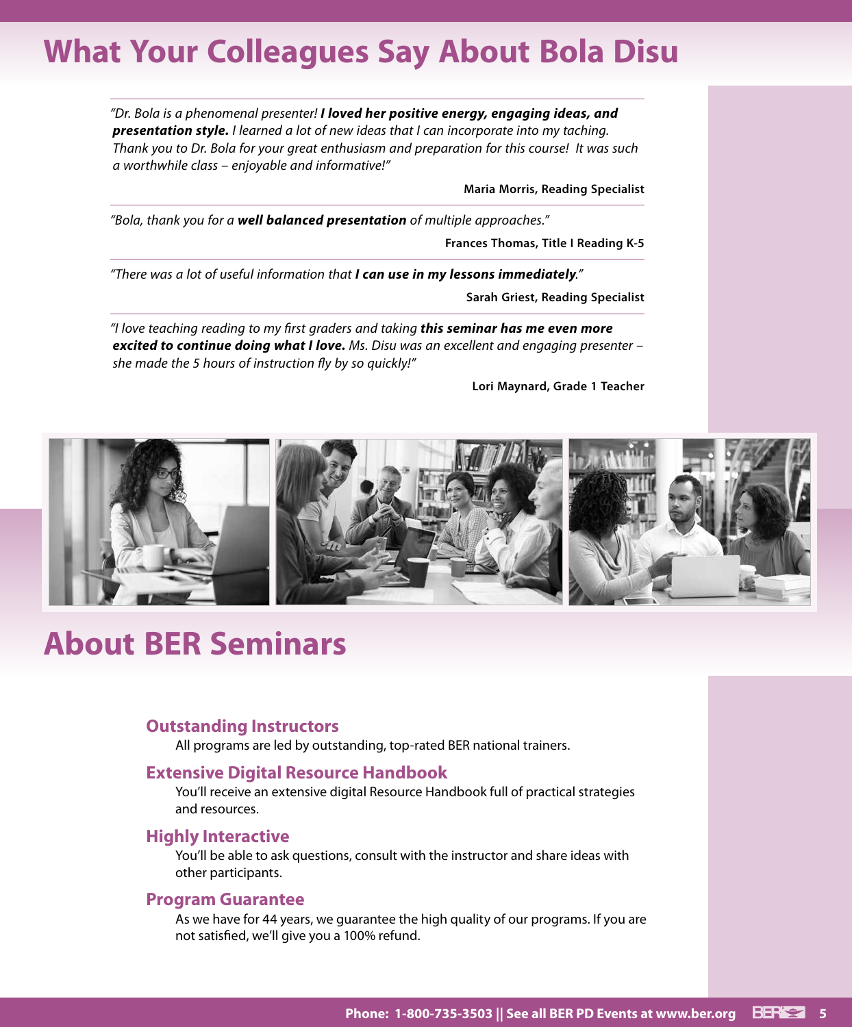# What Your Colleagues Say About Bola Disu

*"Dr. Bola is a phenomenal presenter! **I loved her positive energy, engaging ideas, and presentation style.** I learned a lot of new ideas that I can incorporate into my taching. Thank you to Dr. Bola for your great enthusiasm and preparation for this course! It was such a worthwhile class – enjoyable and informative!"*

**Maria Morris, Reading Specialist**

---

*"Bola, thank you for a **well balanced presentation** of multiple approaches."*

**Frances Thomas, Title I Reading K-5**

---

*"There was a lot of useful information that **I can use in my lessons immediately**."*

**Sarah Griest, Reading Specialist**

---

*"I love teaching reading to my first graders and taking **this seminar has me even more excited to continue doing what I love.** Ms. Disu was an excellent and engaging presenter – she made the 5 hours of instruction fly by so quickly!"*

**Lori Maynard, Grade 1 Teacher**

# About BER Seminars

### Outstanding Instructors

All programs are led by outstanding, top-rated BER national trainers.

### Extensive Digital Resource Handbook

You'll receive an extensive digital Resource Handbook full of practical strategies and resources.

### Highly Interactive

You'll be able to ask questions, consult with the instructor and share ideas with other participants.

### Program Guarantee

As we have for 44 years, we guarantee the high quality of our programs. If you are not satisfied, we'll give you a 100% refund.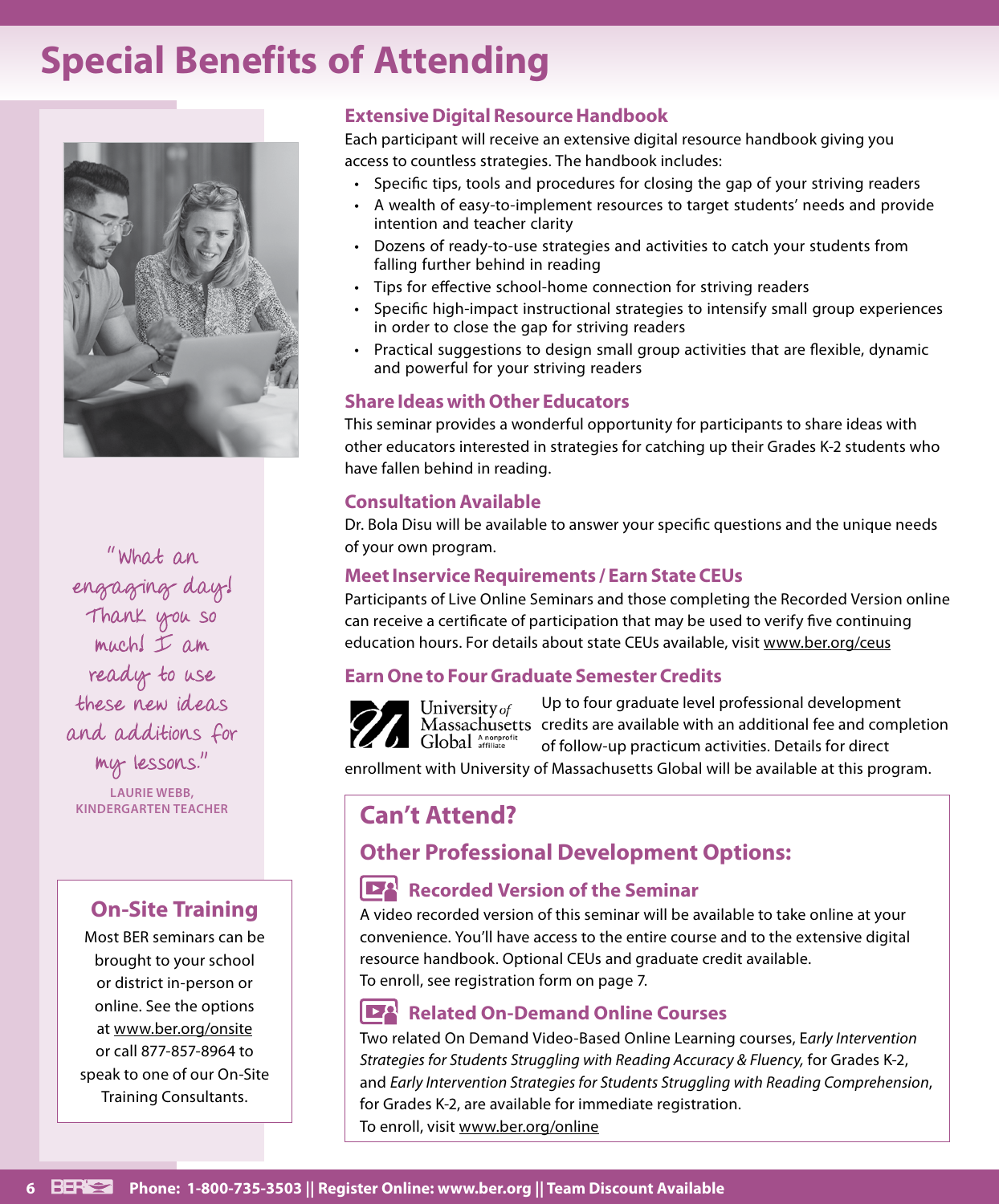# Special Benefits of Attending

"What an engaging day! Thank you so much! I am ready to use these new ideas and additions for my lessons."

**LAURIE WEBB, KINDERGARTEN TEACHER**

## On-Site Training

Most BER seminars can be brought to your school or district in-person or online. See the options at www.ber.org/onsite or call 877-857-8964 to speak to one of our On-Site Training Consultants.

### Extensive Digital Resource Handbook

Each participant will receive an extensive digital resource handbook giving you access to countless strategies. The handbook includes:

- Specific tips, tools and procedures for closing the gap of your striving readers
- A wealth of easy-to-implement resources to target students' needs and provide intention and teacher clarity
- Dozens of ready-to-use strategies and activities to catch your students from falling further behind in reading
- Tips for effective school-home connection for striving readers
- Specific high-impact instructional strategies to intensify small group experiences in order to close the gap for striving readers
- Practical suggestions to design small group activities that are flexible, dynamic and powerful for your striving readers

### Share Ideas with Other Educators

This seminar provides a wonderful opportunity for participants to share ideas with other educators interested in strategies for catching up their Grades K-2 students who have fallen behind in reading.

### Consultation Available

Dr. Bola Disu will be available to answer your specific questions and the unique needs of your own program.

### Meet Inservice Requirements / Earn State CEUs

Participants of Live Online Seminars and those completing the Recorded Version online can receive a certificate of participation that may be used to verify five continuing education hours. For details about state CEUs available, visit www.ber.org/ceus

### Earn One to Four Graduate Semester Credits

University of Massachusetts Global A nonprofit affiliate

Up to four graduate level professional development credits are available with an additional fee and completion of follow-up practicum activities. Details for direct enrollment with University of Massachusetts Global will be available at this program.

## Can't Attend?

## Other Professional Development Options:

### Recorded Version of the Seminar

A video recorded version of this seminar will be available to take online at your convenience. You'll have access to the entire course and to the extensive digital resource handbook. Optional CEUs and graduate credit available.
To enroll, see registration form on page 7.

### Related On-Demand Online Courses

Two related On Demand Video-Based Online Learning courses, *Early Intervention Strategies for Students Struggling with Reading Accuracy & Fluency*, for Grades K-2, and *Early Intervention Strategies for Students Struggling with Reading Comprehension*, for Grades K-2, are available for immediate registration.
To enroll, visit www.ber.org/online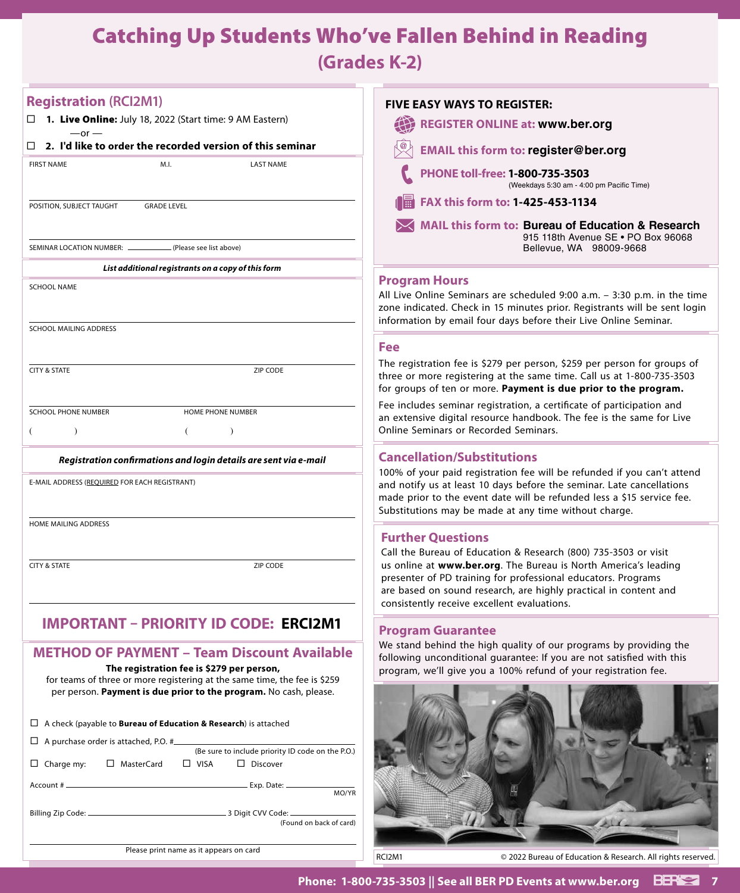# Catching Up Students Who've Fallen Behind in Reading (Grades K-2)

## Registration (RCI2M1)

☐ **1. Live Online:** July 18, 2022 (Start time: 9 AM Eastern)

—or —

☐ **2. I'd like to order the recorded version of this seminar**

FIRST NAME | M.I. | LAST NAME

POSITION, SUBJECT TAUGHT | GRADE LEVEL

SEMINAR LOCATION NUMBER: __________ (Please see list above)

***List additional registrants on a copy of this form***

SCHOOL NAME

SCHOOL MAILING ADDRESS

CITY & STATE | ZIP CODE

SCHOOL PHONE NUMBER ( ) | HOME PHONE NUMBER ( )

***Registration confirmations and login details are sent via e-mail***

E-MAIL ADDRESS (REQUIRED FOR EACH REGISTRANT)

HOME MAILING ADDRESS

CITY & STATE | ZIP CODE

## IMPORTANT – PRIORITY ID CODE: **ERCI2M1**

## METHOD OF PAYMENT – Team Discount Available

**The registration fee is $279 per person,**
for teams of three or more registering at the same time, the fee is $259 per person. **Payment is due prior to the program.** No cash, please.

☐ A check (payable to **Bureau of Education & Research**) is attached

☐ A purchase order is attached, P.O. # __________
(Be sure to include priority ID code on the P.O.)

☐ Charge my: ☐ MasterCard ☐ VISA ☐ Discover

Account # __________ Exp. Date: __________ MO/YR

Billing Zip Code: __________ 3 Digit CVV Code: __________ (Found on back of card)

__________
Please print name as it appears on card

## FIVE EASY WAYS TO REGISTER:

**REGISTER ONLINE at: www.ber.org**

**EMAIL this form to: register@ber.org**

**PHONE toll-free: 1-800-735-3503** (Weekdays 5:30 am - 4:00 pm Pacific Time)

**FAX this form to: 1-425-453-1134**

**MAIL this form to: Bureau of Education & Research**
915 118th Avenue SE • PO Box 96068
Bellevue, WA 98009-9668

## Program Hours

All Live Online Seminars are scheduled 9:00 a.m. – 3:30 p.m. in the time zone indicated. Check in 15 minutes prior. Registrants will be sent login information by email four days before their Live Online Seminar.

## Fee

The registration fee is $279 per person, $259 per person for groups of three or more registering at the same time. Call us at 1-800-735-3503 for groups of ten or more. **Payment is due prior to the program.**

Fee includes seminar registration, a certificate of participation and an extensive digital resource handbook. The fee is the same for Live Online Seminars or Recorded Seminars.

## Cancellation/Substitutions

100% of your paid registration fee will be refunded if you can't attend and notify us at least 10 days before the seminar. Late cancellations made prior to the event date will be refunded less a $15 service fee. Substitutions may be made at any time without charge.

## Further Questions

Call the Bureau of Education & Research (800) 735-3503 or visit us online at **www.ber.org**. The Bureau is North America's leading presenter of PD training for professional educators. Programs are based on sound research, are highly practical in content and consistently receive excellent evaluations.

## Program Guarantee

We stand behind the high quality of our programs by providing the following unconditional guarantee: If you are not satisfied with this program, we'll give you a 100% refund of your registration fee.

RCI2M1 © 2022 Bureau of Education & Research. All rights reserved.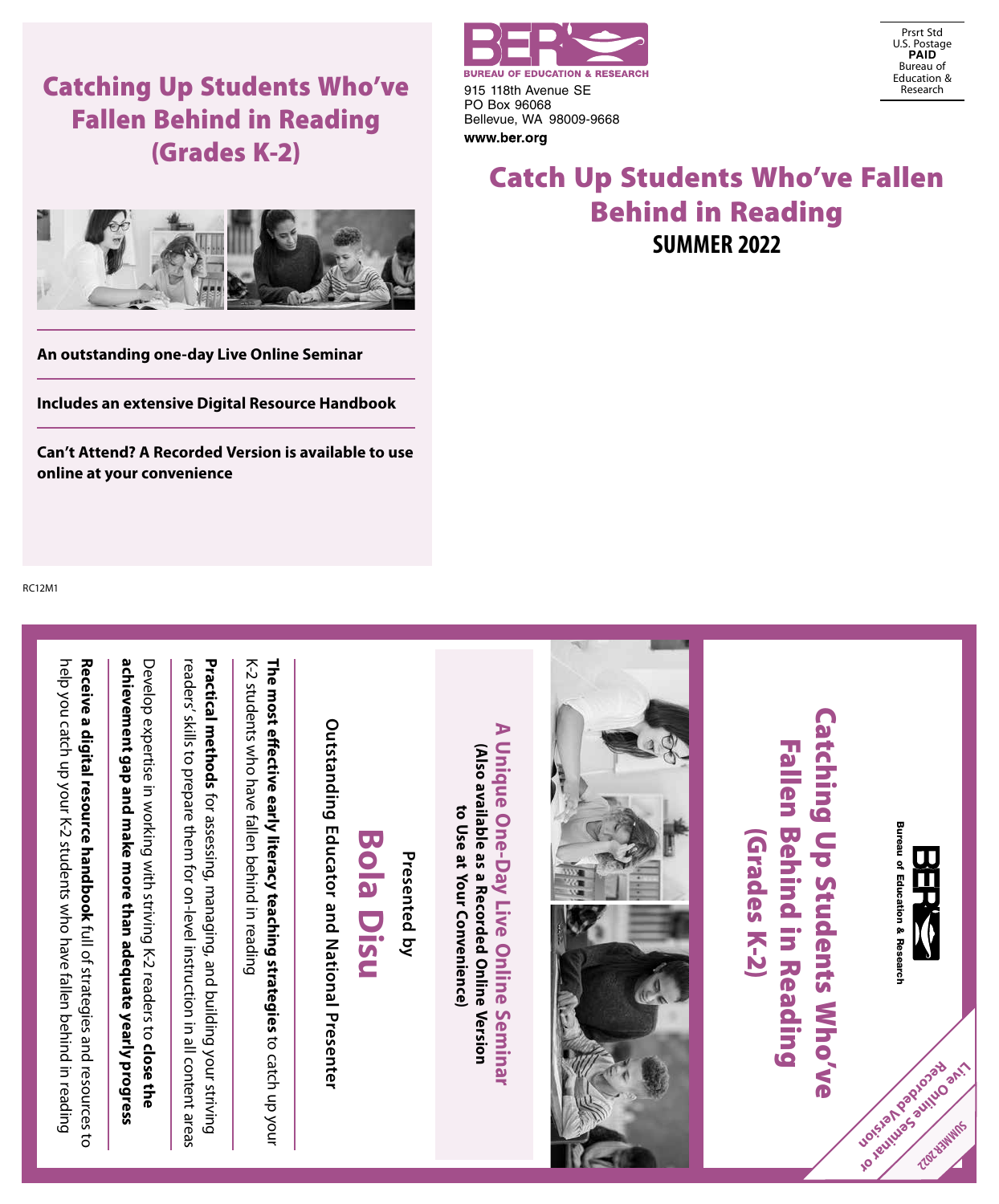# Catching Up Students Who've Fallen Behind in Reading (Grades K-2)

**An outstanding one-day Live Online Seminar**

**Includes an extensive Digital Resource Handbook**

**Can't Attend? A Recorded Version is available to use online at your convenience**

RC12M1

BER BUREAU OF EDUCATION & RESEARCH
915 118th Avenue SE
PO Box 96068
Bellevue, WA 98009-9668
**www.ber.org**

Prsrt Std
U.S. Postage
**PAID**
Bureau of
Education &
Research

## Catch Up Students Who've Fallen Behind in Reading

**SUMMER 2022**

Bureau of Education & Research

# Catching Up Students Who've Fallen Behind in Reading (Grades K-2)

Live Online Seminar or Recorded Version
SUMMER 2022

## A Unique One-Day Live Online Seminar

**(Also available as a Recorded Online Version to Use at Your Convenience)**

Presented by

## Bola Disu

**Outstanding Educator and National Presenter**

**The most effective early literacy teaching strategies** to catch up your K-2 students who have fallen behind in reading

**Practical methods** for assessing, managing, and building your striving readers' skills to prepare them for on-level instruction in all content areas

Develop expertise in working with striving K-2 readers to **close the achievement gap and make more than adequate yearly progress**

**Receive a digital resource handbook** full of strategies and resources to help you catch up your K-2 students who have fallen behind in reading